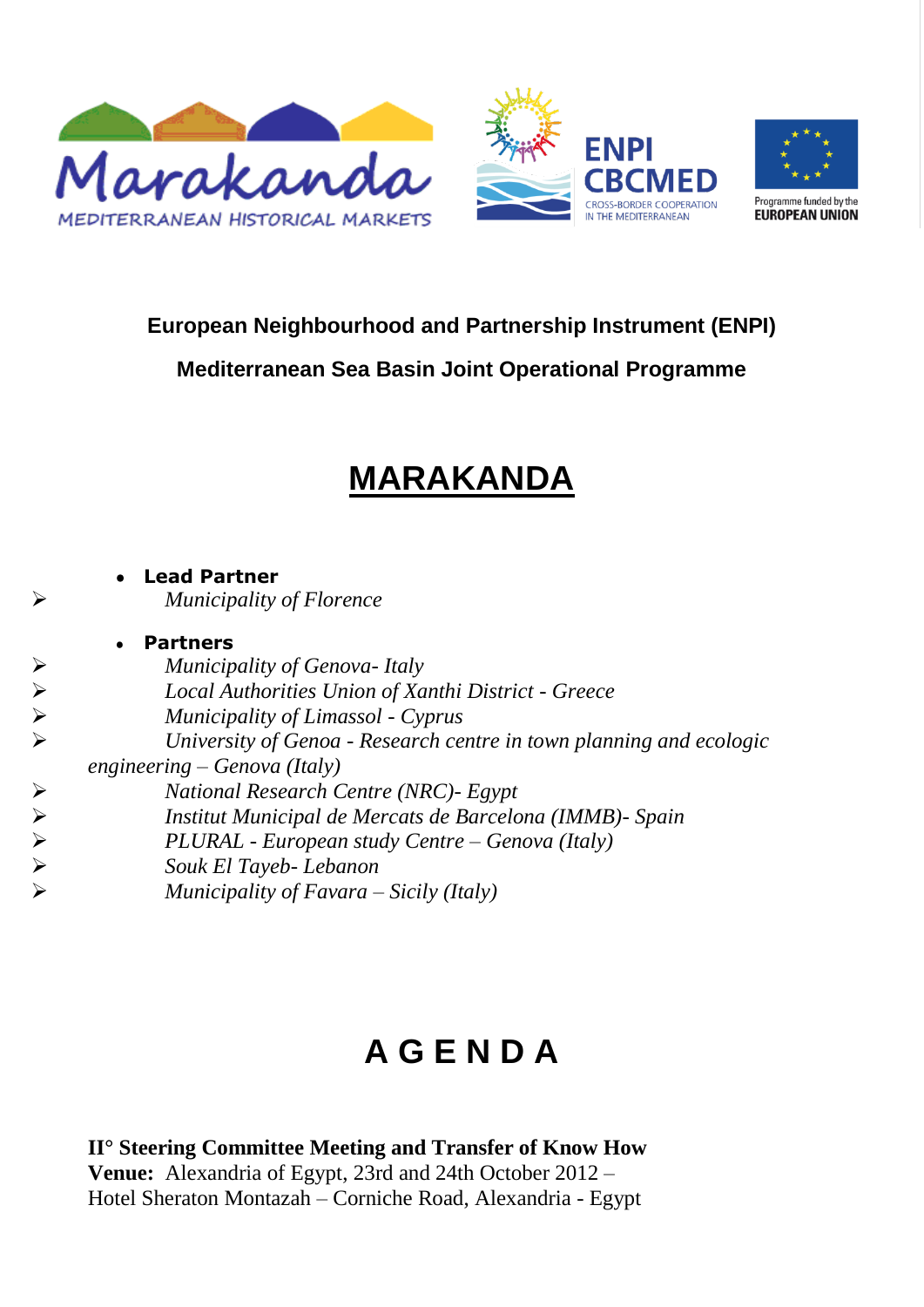**European Neighbourhood and Partnership Instrument (ENPI)**

**Mediterranean Sea Basin Joint Operational Programme**

# MARAKANDA

- **Lead Partner**
  - *Municipality of Florence*

- **Partners**
  - *Municipality of Genova- Italy*
  - *Local Authorities Union of Xanthi District - Greece*
  - *Municipality of Limassol - Cyprus*
  - *University of Genoa - Research centre in town planning and ecologic engineering – Genova (Italy)*
  - *National Research Centre (NRC)- Egypt*
  - *Institut Municipal de Mercats de Barcelona (IMMB)- Spain*
  - *PLURAL - European study Centre – Genova (Italy)*
  - *Souk El Tayeb- Lebanon*
  - *Municipality of Favara – Sicily (Italy)*

# A G E N D A

**II° Steering Committee Meeting and Transfer of Know How**
**Venue:** Alexandria of Egypt, 23rd and 24th October 2012 –
Hotel Sheraton Montazah – Corniche Road, Alexandria - Egypt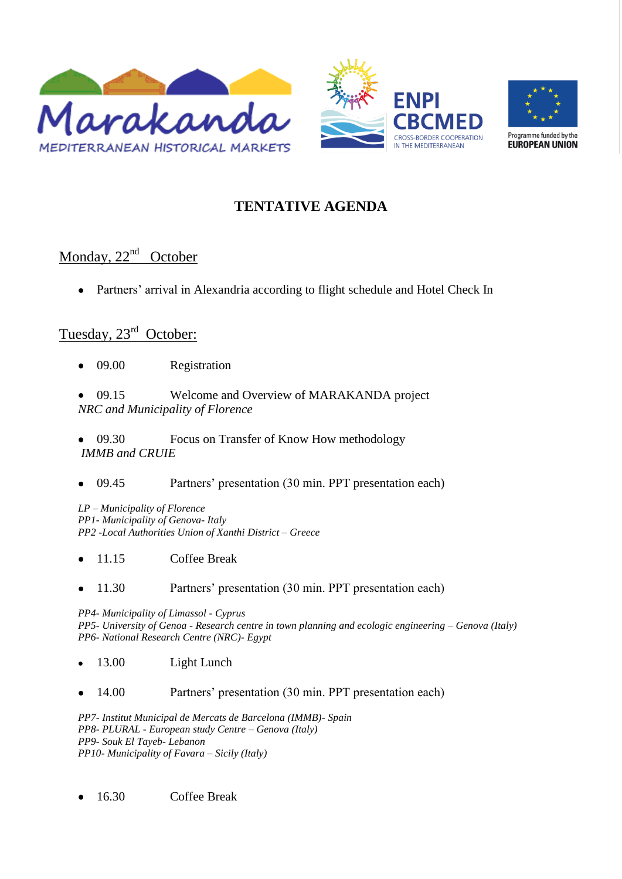# TENTATIVE AGENDA

## Monday, 22nd October

- Partners' arrival in Alexandria according to flight schedule and Hotel Check In

## Tuesday, 23rd October:

- 09.00 Registration
- 09.15 Welcome and Overview of MARAKANDA project

*NRC and Municipality of Florence*

- 09.30 Focus on Transfer of Know How methodology

*IMMB and CRUIE*

- 09.45 Partners' presentation (30 min. PPT presentation each)

*LP – Municipality of Florence*
*PP1- Municipality of Genova- Italy*
*PP2 -Local Authorities Union of Xanthi District – Greece*

- 11.15 Coffee Break
- 11.30 Partners' presentation (30 min. PPT presentation each)

*PP4- Municipality of Limassol - Cyprus*
*PP5- University of Genoa - Research centre in town planning and ecologic engineering – Genova (Italy)*
*PP6- National Research Centre (NRC)- Egypt*

- 13.00 Light Lunch
- 14.00 Partners' presentation (30 min. PPT presentation each)

*PP7- Institut Municipal de Mercats de Barcelona (IMMB)- Spain*
*PP8- PLURAL - European study Centre – Genova (Italy)*
*PP9- Souk El Tayeb- Lebanon*
*PP10- Municipality of Favara – Sicily (Italy)*

- 16.30 Coffee Break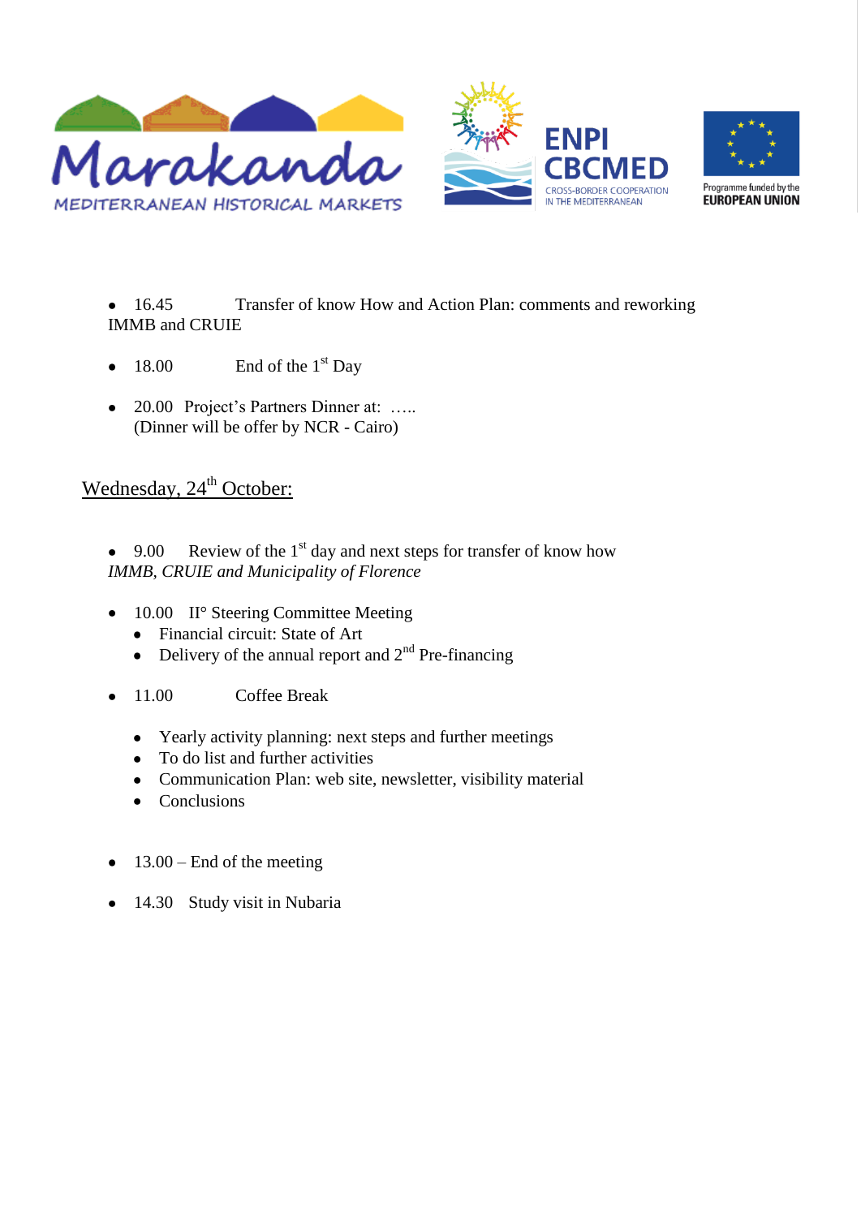- 16.45 Transfer of know How and Action Plan: comments and reworking IMMB and CRUIE

- 18.00 End of the 1st Day

- 20.00 Project's Partners Dinner at: …..
  (Dinner will be offer by NCR - Cairo)

## Wednesday, 24th October:

- 9.00 Review of the 1st day and next steps for transfer of know how
  *IMMB, CRUIE and Municipality of Florence*

- 10.00 II° Steering Committee Meeting
  - Financial circuit: State of Art
  - Delivery of the annual report and 2nd Pre-financing

- 11.00 Coffee Break
  - Yearly activity planning: next steps and further meetings
  - To do list and further activities
  - Communication Plan: web site, newsletter, visibility material
  - Conclusions

- 13.00 – End of the meeting

- 14.30 Study visit in Nubaria